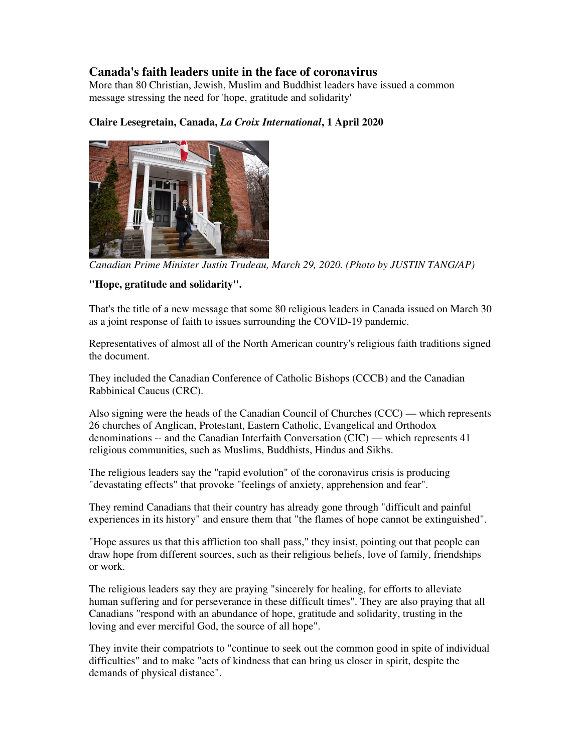# Canada's faith leaders unite in the face of coronavirus

More than 80 Christian, Jewish, Muslim and Buddhist leaders have issued a common message stressing the need for 'hope, gratitude and solidarity'

**Claire Lesegretain, Canada, *La Croix International*, 1 April 2020**

*Canadian Prime Minister Justin Trudeau, March 29, 2020. (Photo by JUSTIN TANG/AP)*

**"Hope, gratitude and solidarity".**

That's the title of a new message that some 80 religious leaders in Canada issued on March 30 as a joint response of faith to issues surrounding the COVID-19 pandemic.

Representatives of almost all of the North American country's religious faith traditions signed the document.

They included the Canadian Conference of Catholic Bishops (CCCB) and the Canadian Rabbinical Caucus (CRC).

Also signing were the heads of the Canadian Council of Churches (CCC) — which represents 26 churches of Anglican, Protestant, Eastern Catholic, Evangelical and Orthodox denominations -- and the Canadian Interfaith Conversation (CIC) — which represents 41 religious communities, such as Muslims, Buddhists, Hindus and Sikhs.

The religious leaders say the "rapid evolution" of the coronavirus crisis is producing "devastating effects" that provoke "feelings of anxiety, apprehension and fear".

They remind Canadians that their country has already gone through "difficult and painful experiences in its history" and ensure them that "the flames of hope cannot be extinguished".

"Hope assures us that this affliction too shall pass," they insist, pointing out that people can draw hope from different sources, such as their religious beliefs, love of family, friendships or work.

The religious leaders say they are praying "sincerely for healing, for efforts to alleviate human suffering and for perseverance in these difficult times". They are also praying that all Canadians "respond with an abundance of hope, gratitude and solidarity, trusting in the loving and ever merciful God, the source of all hope".

They invite their compatriots to "continue to seek out the common good in spite of individual difficulties" and to make "acts of kindness that can bring us closer in spirit, despite the demands of physical distance".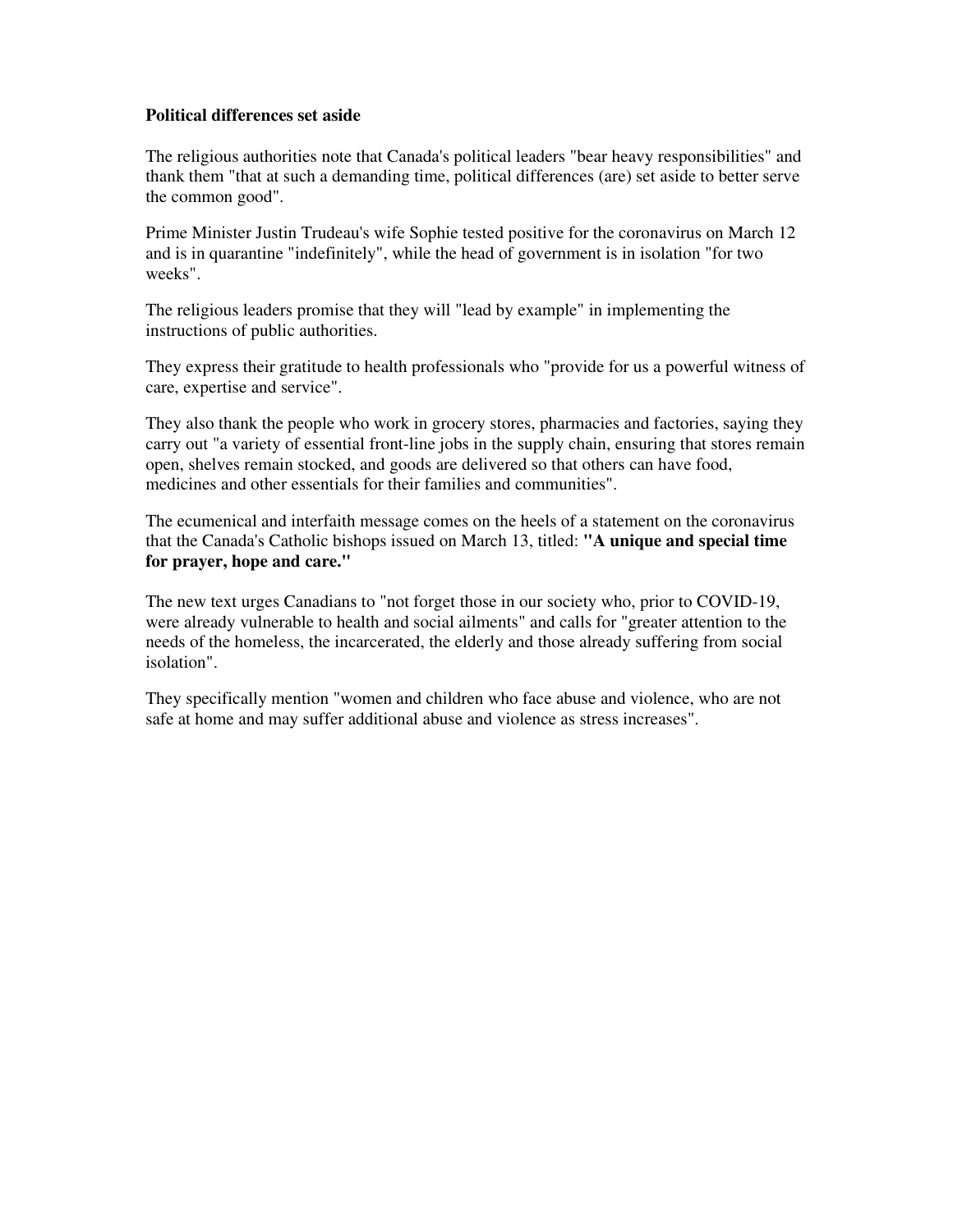**Political differences set aside**

The religious authorities note that Canada's political leaders "bear heavy responsibilities" and thank them "that at such a demanding time, political differences (are) set aside to better serve the common good".

Prime Minister Justin Trudeau's wife Sophie tested positive for the coronavirus on March 12 and is in quarantine "indefinitely", while the head of government is in isolation "for two weeks".

The religious leaders promise that they will "lead by example" in implementing the instructions of public authorities.

They express their gratitude to health professionals who "provide for us a powerful witness of care, expertise and service".

They also thank the people who work in grocery stores, pharmacies and factories, saying they carry out "a variety of essential front-line jobs in the supply chain, ensuring that stores remain open, shelves remain stocked, and goods are delivered so that others can have food, medicines and other essentials for their families and communities".

The ecumenical and interfaith message comes on the heels of a statement on the coronavirus that the Canada's Catholic bishops issued on March 13, titled: **"A unique and special time for prayer, hope and care."**

The new text urges Canadians to "not forget those in our society who, prior to COVID-19, were already vulnerable to health and social ailments" and calls for "greater attention to the needs of the homeless, the incarcerated, the elderly and those already suffering from social isolation".

They specifically mention "women and children who face abuse and violence, who are not safe at home and may suffer additional abuse and violence as stress increases".